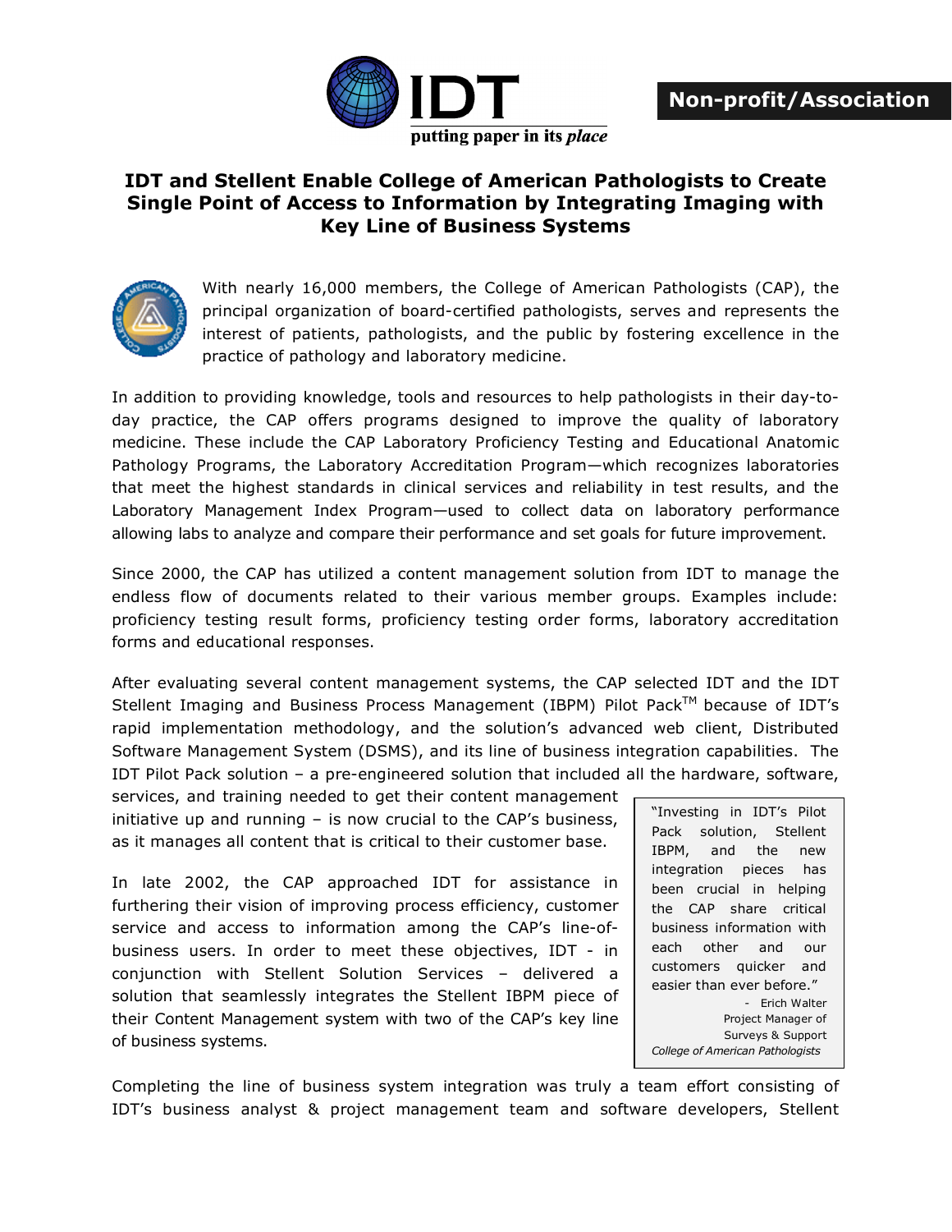**IDT**

putting paper in its *place*

**Non-profit/Association**

# IDT and Stellent Enable College of American Pathologists to Create Single Point of Access to Information by Integrating Imaging with Key Line of Business Systems

With nearly 16,000 members, the College of American Pathologists (CAP), the principal organization of board-certified pathologists, serves and represents the interest of patients, pathologists, and the public by fostering excellence in the practice of pathology and laboratory medicine.

In addition to providing knowledge, tools and resources to help pathologists in their day-to-day practice, the CAP offers programs designed to improve the quality of laboratory medicine. These include the CAP Laboratory Proficiency Testing and Educational Anatomic Pathology Programs, the Laboratory Accreditation Program—which recognizes laboratories that meet the highest standards in clinical services and reliability in test results, and the Laboratory Management Index Program—used to collect data on laboratory performance allowing labs to analyze and compare their performance and set goals for future improvement.

Since 2000, the CAP has utilized a content management solution from IDT to manage the endless flow of documents related to their various member groups. Examples include: proficiency testing result forms, proficiency testing order forms, laboratory accreditation forms and educational responses.

After evaluating several content management systems, the CAP selected IDT and the IDT Stellent Imaging and Business Process Management (IBPM) Pilot Pack™ because of IDT's rapid implementation methodology, and the solution's advanced web client, Distributed Software Management System (DSMS), and its line of business integration capabilities. The IDT Pilot Pack solution – a pre-engineered solution that included all the hardware, software, services, and training needed to get their content management initiative up and running – is now crucial to the CAP's business, as it manages all content that is critical to their customer base.

In late 2002, the CAP approached IDT for assistance in furthering their vision of improving process efficiency, customer service and access to information among the CAP's line-of-business users. In order to meet these objectives, IDT - in conjunction with Stellent Solution Services – delivered a solution that seamlessly integrates the Stellent IBPM piece of their Content Management system with two of the CAP's key line of business systems.

> "Investing in IDT's Pilot Pack solution, Stellent IBPM, and the new integration pieces has been crucial in helping the CAP share critical business information with each other and our customers quicker and easier than ever before."
>
> \- Erich Walter
> Project Manager of Surveys & Support
> *College of American Pathologists*

Completing the line of business system integration was truly a team effort consisting of IDT's business analyst & project management team and software developers, Stellent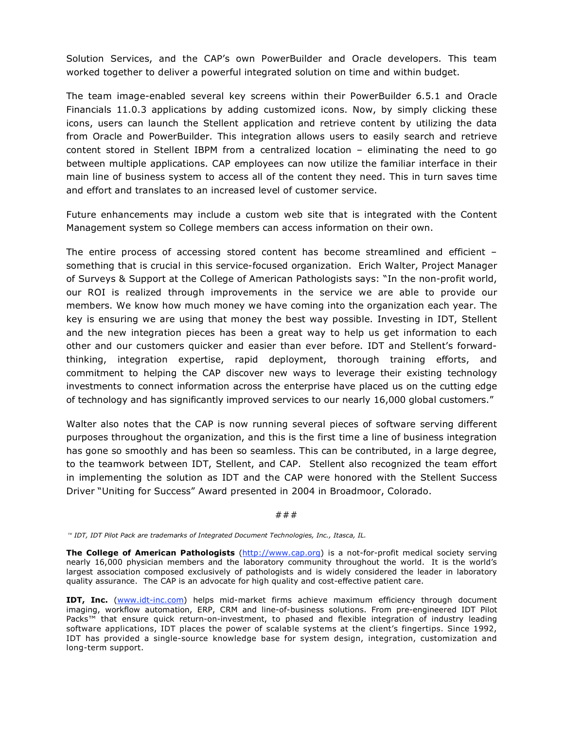Solution Services, and the CAP's own PowerBuilder and Oracle developers. This team worked together to deliver a powerful integrated solution on time and within budget.

The team image-enabled several key screens within their PowerBuilder 6.5.1 and Oracle Financials 11.0.3 applications by adding customized icons. Now, by simply clicking these icons, users can launch the Stellent application and retrieve content by utilizing the data from Oracle and PowerBuilder. This integration allows users to easily search and retrieve content stored in Stellent IBPM from a centralized location – eliminating the need to go between multiple applications. CAP employees can now utilize the familiar interface in their main line of business system to access all of the content they need. This in turn saves time and effort and translates to an increased level of customer service.

Future enhancements may include a custom web site that is integrated with the Content Management system so College members can access information on their own.

The entire process of accessing stored content has become streamlined and efficient – something that is crucial in this service-focused organization. Erich Walter, Project Manager of Surveys & Support at the College of American Pathologists says: "In the non-profit world, our ROI is realized through improvements in the service we are able to provide our members. We know how much money we have coming into the organization each year. The key is ensuring we are using that money the best way possible. Investing in IDT, Stellent and the new integration pieces has been a great way to help us get information to each other and our customers quicker and easier than ever before. IDT and Stellent's forward-thinking, integration expertise, rapid deployment, thorough training efforts, and commitment to helping the CAP discover new ways to leverage their existing technology investments to connect information across the enterprise have placed us on the cutting edge of technology and has significantly improved services to our nearly 16,000 global customers."

Walter also notes that the CAP is now running several pieces of software serving different purposes throughout the organization, and this is the first time a line of business integration has gone so smoothly and has been so seamless. This can be contributed, in a large degree, to the teamwork between IDT, Stellent, and CAP. Stellent also recognized the team effort in implementing the solution as IDT and the CAP were honored with the Stellent Success Driver "Uniting for Success" Award presented in 2004 in Broadmoor, Colorado.

###

*™ IDT, IDT Pilot Pack are trademarks of Integrated Document Technologies, Inc., Itasca, IL.*

**The College of American Pathologists** (http://www.cap.org) is a not-for-profit medical society serving nearly 16,000 physician members and the laboratory community throughout the world. It is the world's largest association composed exclusively of pathologists and is widely considered the leader in laboratory quality assurance. The CAP is an advocate for high quality and cost-effective patient care.

**IDT, Inc.** (www.idt-inc.com) helps mid-market firms achieve maximum efficiency through document imaging, workflow automation, ERP, CRM and line-of-business solutions. From pre-engineered IDT Pilot Packs™ that ensure quick return-on-investment, to phased and flexible integration of industry leading software applications, IDT places the power of scalable systems at the client's fingertips. Since 1992, IDT has provided a single-source knowledge base for system design, integration, customization and long-term support.